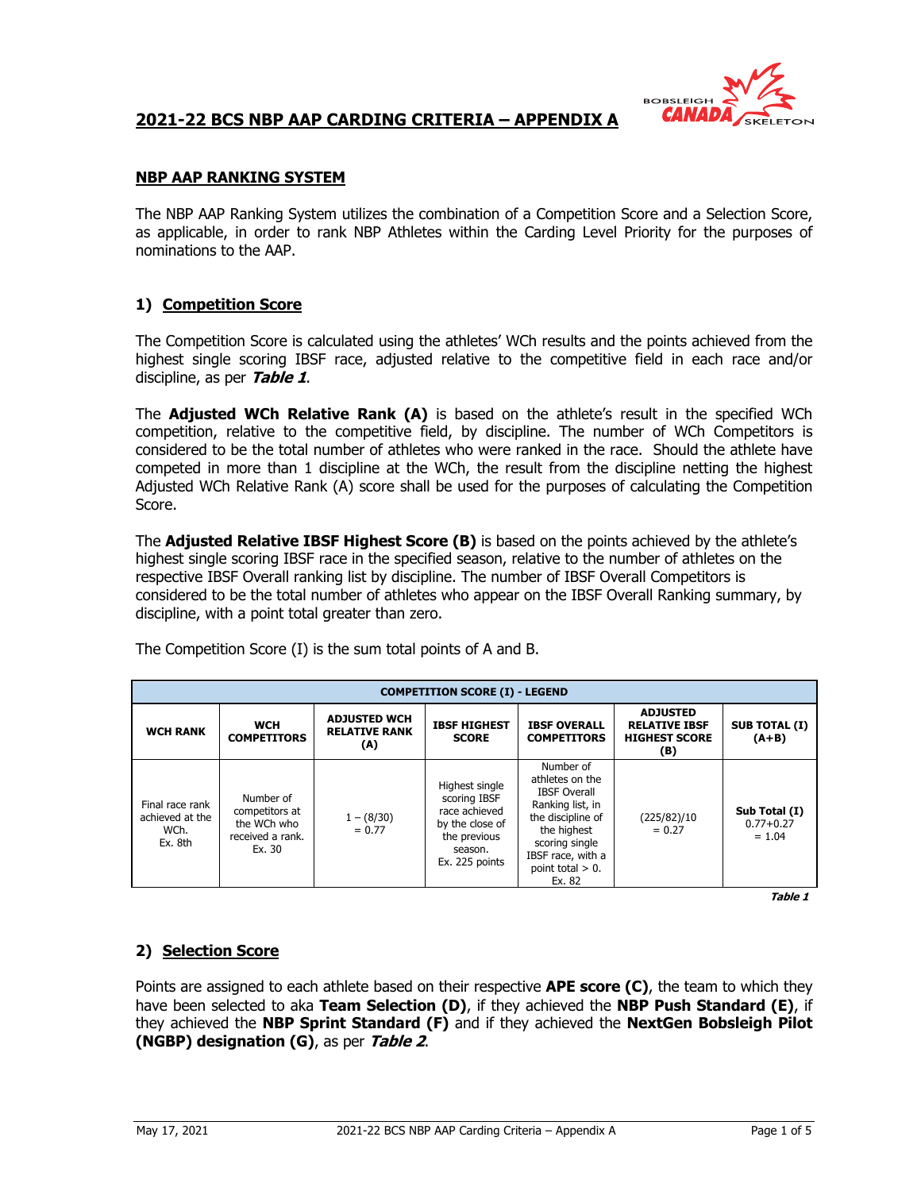# 2021-22 BCS NBP AAP CARDING CRITERIA – APPENDIX A

## NBP AAP RANKING SYSTEM

The NBP AAP Ranking System utilizes the combination of a Competition Score and a Selection Score, as applicable, in order to rank NBP Athletes within the Carding Level Priority for the purposes of nominations to the AAP.

### 1) Competition Score

The Competition Score is calculated using the athletes' WCh results and the points achieved from the highest single scoring IBSF race, adjusted relative to the competitive field in each race and/or discipline, as per ***Table 1***.

The **Adjusted WCh Relative Rank (A)** is based on the athlete's result in the specified WCh competition, relative to the competitive field, by discipline. The number of WCh Competitors is considered to be the total number of athletes who were ranked in the race. Should the athlete have competed in more than 1 discipline at the WCh, the result from the discipline netting the highest Adjusted WCh Relative Rank (A) score shall be used for the purposes of calculating the Competition Score.

The **Adjusted Relative IBSF Highest Score (B)** is based on the points achieved by the athlete's highest single scoring IBSF race in the specified season, relative to the number of athletes on the respective IBSF Overall ranking list by discipline. The number of IBSF Overall Competitors is considered to be the total number of athletes who appear on the IBSF Overall Ranking summary, by discipline, with a point total greater than zero.

The Competition Score (I) is the sum total points of A and B.

| COMPETITION SCORE (I) - LEGEND | | | | | | |
|---|---|---|---|---|---|---|
| **WCH RANK** | **WCH COMPETITORS** | **ADJUSTED WCH RELATIVE RANK (A)** | **IBSF HIGHEST SCORE** | **IBSF OVERALL COMPETITORS** | **ADJUSTED RELATIVE IBSF HIGHEST SCORE (B)** | **SUB TOTAL (I) (A+B)** |
| Final race rank achieved at the WCh. Ex. 8th | Number of competitors at the WCh who received a rank. Ex. 30 | 1 – (8/30) = 0.77 | Highest single scoring IBSF race achieved by the close of the previous season. Ex. 225 points | Number of athletes on the IBSF Overall Ranking list, in the discipline of the highest scoring single IBSF race, with a point total > 0. Ex. 82 | (225/82)/10 = 0.27 | **Sub Total (I)** 0.77+0.27 = 1.04 |

***Table 1***

### 2) Selection Score

Points are assigned to each athlete based on their respective **APE score (C)**, the team to which they have been selected to aka **Team Selection (D)**, if they achieved the **NBP Push Standard (E)**, if they achieved the **NBP Sprint Standard (F)** and if they achieved the **NextGen Bobsleigh Pilot (NGBP) designation (G)**, as per ***Table 2***.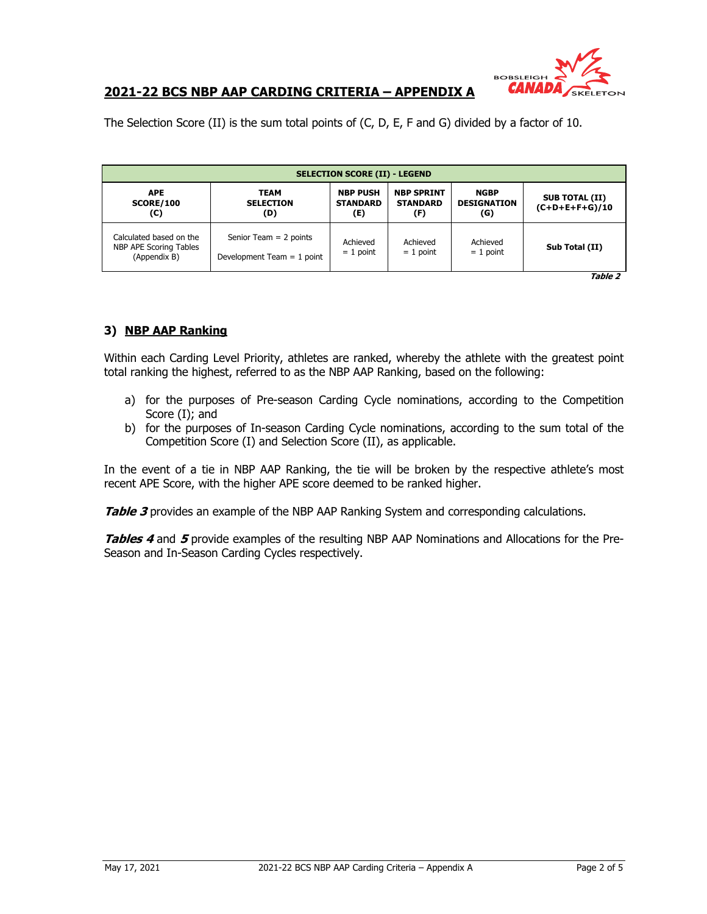## 2021-22 BCS NBP AAP CARDING CRITERIA – APPENDIX A

The Selection Score (II) is the sum total points of (C, D, E, F and G) divided by a factor of 10.

| SELECTION SCORE (II) - LEGEND | | | | | |
|---|---|---|---|---|---|
| **APE SCORE/100 (C)** | **TEAM SELECTION (D)** | **NBP PUSH STANDARD (E)** | **NBP SPRINT STANDARD (F)** | **NGBP DESIGNATION (G)** | **SUB TOTAL (II) (C+D+E+F+G)/10** |
| Calculated based on the NBP APE Scoring Tables (Appendix B) | Senior Team = 2 points<br>Development Team = 1 point | Achieved = 1 point | Achieved = 1 point | Achieved = 1 point | **Sub Total (II)** |

***Table 2***

### 3) NBP AAP Ranking

Within each Carding Level Priority, athletes are ranked, whereby the athlete with the greatest point total ranking the highest, referred to as the NBP AAP Ranking, based on the following:

a) for the purposes of Pre-season Carding Cycle nominations, according to the Competition Score (I); and
b) for the purposes of In-season Carding Cycle nominations, according to the sum total of the Competition Score (I) and Selection Score (II), as applicable.

In the event of a tie in NBP AAP Ranking, the tie will be broken by the respective athlete's most recent APE Score, with the higher APE score deemed to be ranked higher.

***Table 3*** provides an example of the NBP AAP Ranking System and corresponding calculations.

***Tables 4*** and ***5*** provide examples of the resulting NBP AAP Nominations and Allocations for the Pre-Season and In-Season Carding Cycles respectively.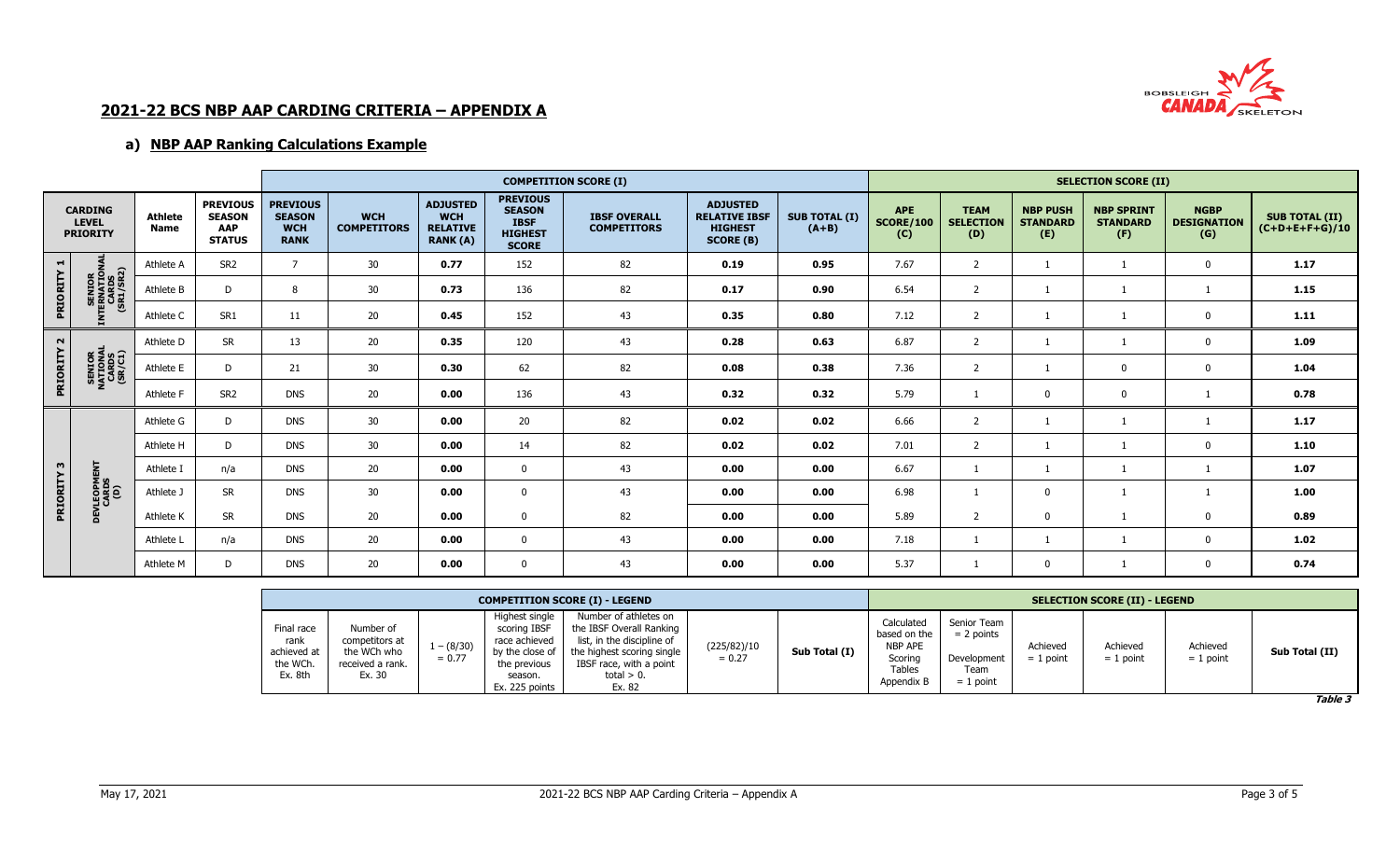## 2021-22 BCS NBP AAP CARDING CRITERIA – APPENDIX A

### a) NBP AAP Ranking Calculations Example

| | | | | COMPETITION SCORE (I) | | | | | | | | SELECTION SCORE (II) | | | | | | |
|---|---|---|---|---|---|---|---|---|---|---|---|---|---|---|---|---|---|---|
| CARDING LEVEL PRIORITY | | Athlete Name | PREVIOUS SEASON AAP STATUS | PREVIOUS SEASON WCH RANK | WCH COMPETITORS | ADJUSTED WCH RELATIVE RANK (A) | PREVIOUS SEASON IBSF HIGHEST SCORE | IBSF OVERALL COMPETITORS | ADJUSTED RELATIVE IBSF HIGHEST SCORE (B) | SUB TOTAL (I) (A+B) | APE SCORE/100 (C) | TEAM SELECTION (D) | NBP PUSH STANDARD (E) | NBP SPRINT STANDARD (F) | NGBP DESIGNATION (G) | SUB TOTAL (II) (C+D+E+F+G)/10 |
| PRIORITY 1 | SENIOR INTERNATIONAL CARDS (SR1/SR2) | Athlete A | SR2 | 7 | 30 | **0.77** | 152 | 82 | **0.19** | **0.95** | 7.67 | 2 | 1 | 1 | 0 | **1.17** |
| | | Athlete B | D | 8 | 30 | **0.73** | 136 | 82 | **0.17** | **0.90** | 6.54 | 2 | 1 | 1 | 1 | **1.15** |
| | | Athlete C | SR1 | 11 | 20 | **0.45** | 152 | 43 | **0.35** | **0.80** | 7.12 | 2 | 1 | 1 | 0 | **1.11** |
| PRIORITY 2 | SENIOR NATIONAL CARDS (SR/C1) | Athlete D | SR | 13 | 20 | **0.35** | 120 | 43 | **0.28** | **0.63** | 6.87 | 2 | 1 | 1 | 0 | **1.09** |
| | | Athlete E | D | 21 | 30 | **0.30** | 62 | 82 | **0.08** | **0.38** | 7.36 | 2 | 1 | 0 | 0 | **1.04** |
| | | Athlete F | SR2 | DNS | 20 | **0.00** | 136 | 43 | **0.32** | **0.32** | 5.79 | 1 | 0 | 0 | 1 | **0.78** |
| PRIORITY 3 | DEVELOPMENT CARDS (D) | Athlete G | D | DNS | 30 | **0.00** | 20 | 82 | **0.02** | **0.02** | 6.66 | 2 | 1 | 1 | 1 | **1.17** |
| | | Athlete H | D | DNS | 30 | **0.00** | 14 | 82 | **0.02** | **0.02** | 7.01 | 2 | 1 | 1 | 0 | **1.10** |
| | | Athlete I | n/a | DNS | 20 | **0.00** | 0 | 43 | **0.00** | **0.00** | 6.67 | 1 | 1 | 1 | 1 | **1.07** |
| | | Athlete J | SR | DNS | 30 | **0.00** | 0 | 43 | **0.00** | **0.00** | 6.98 | 1 | 0 | 1 | 1 | **1.00** |
| | | Athlete K | SR | DNS | 20 | **0.00** | 0 | 82 | **0.00** | **0.00** | 5.89 | 2 | 0 | 1 | 0 | **0.89** |
| | | Athlete L | n/a | DNS | 20 | **0.00** | 0 | 43 | **0.00** | **0.00** | 7.18 | 1 | 1 | 1 | 0 | **1.02** |
| | | Athlete M | D | DNS | 20 | **0.00** | 0 | 43 | **0.00** | **0.00** | 5.37 | 1 | 0 | 1 | 0 | **0.74** |

| COMPETITION SCORE (I) - LEGEND | | | | | | | SELECTION SCORE (II) - LEGEND | | | | | |
|---|---|---|---|---|---|---|---|---|---|---|---|---|
| Final race rank achieved at the WCh. Ex. 8th | Number of competitors at the WCh who received a rank. Ex. 30 | 1 – (8/30) = 0.77 | Highest single scoring IBSF race achieved by the close of the previous season. Ex. 225 points | Number of athletes on the IBSF Overall Ranking list, in the discipline of the highest scoring single IBSF race, with a point total > 0. Ex. 82 | (225/82)/10 = 0.27 | Sub Total (I) | Calculated based on the NBP APE Scoring Tables Appendix B | Senior Team = 2 points Development Team = 1 point | Achieved = 1 point | Achieved = 1 point | Achieved = 1 point | Sub Total (II) |

*Table 3*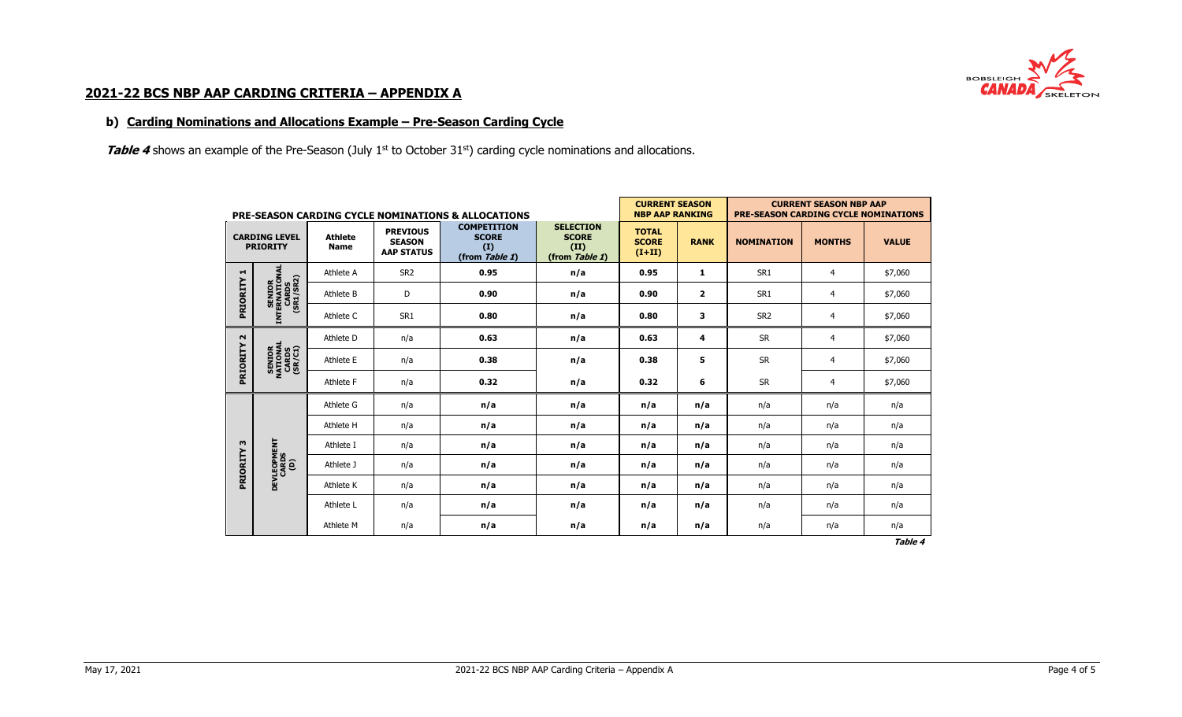## 2021-22 BCS NBP AAP CARDING CRITERIA – APPENDIX A

### b) Carding Nominations and Allocations Example – Pre-Season Carding Cycle

***Table 4*** shows an example of the Pre-Season (July 1st to October 31st) carding cycle nominations and allocations.

| PRE-SEASON CARDING CYCLE NOMINATIONS & ALLOCATIONS | | | | | | CURRENT SEASON NBP AAP RANKING | | CURRENT SEASON NBP AAP PRE-SEASON CARDING CYCLE NOMINATIONS | | | |
|---|---|---|---|---|---|---|---|---|---|---|---|
| CARDING LEVEL PRIORITY | | Athlete Name | PREVIOUS SEASON AAP STATUS | COMPETITION SCORE (I) (from *Table 1*) | SELECTION SCORE (II) (from *Table 1*) | TOTAL SCORE (I+II) | RANK | NOMINATION | MONTHS | VALUE |
| PRIORITY 1 | SENIOR INTERNATIONAL CARDS (SR1/SR2) | Athlete A | SR2 | **0.95** | **n/a** | **0.95** | **1** | SR1 | 4 | $7,060 |
| | | Athlete B | D | **0.90** | **n/a** | **0.90** | **2** | SR1 | 4 | $7,060 |
| | | Athlete C | SR1 | **0.80** | **n/a** | **0.80** | **3** | SR2 | 4 | $7,060 |
| PRIORITY 2 | SENIOR NATIONAL CARDS (SR/C1) | Athlete D | n/a | **0.63** | **n/a** | **0.63** | **4** | SR | 4 | $7,060 |
| | | Athlete E | n/a | **0.38** | **n/a** | **0.38** | **5** | SR | 4 | $7,060 |
| | | Athlete F | n/a | **0.32** | **n/a** | **0.32** | **6** | SR | 4 | $7,060 |
| PRIORITY 3 | DEVLEOPMENT CARDS (D) | Athlete G | n/a | **n/a** | **n/a** | **n/a** | **n/a** | n/a | n/a | n/a |
| | | Athlete H | n/a | **n/a** | **n/a** | **n/a** | **n/a** | n/a | n/a | n/a |
| | | Athlete I | n/a | **n/a** | **n/a** | **n/a** | **n/a** | n/a | n/a | n/a |
| | | Athlete J | n/a | **n/a** | **n/a** | **n/a** | **n/a** | n/a | n/a | n/a |
| | | Athlete K | n/a | **n/a** | **n/a** | **n/a** | **n/a** | n/a | n/a | n/a |
| | | Athlete L | n/a | **n/a** | **n/a** | **n/a** | **n/a** | n/a | n/a | n/a |
| | | Athlete M | n/a | **n/a** | **n/a** | **n/a** | **n/a** | n/a | n/a | n/a |

***Table 4***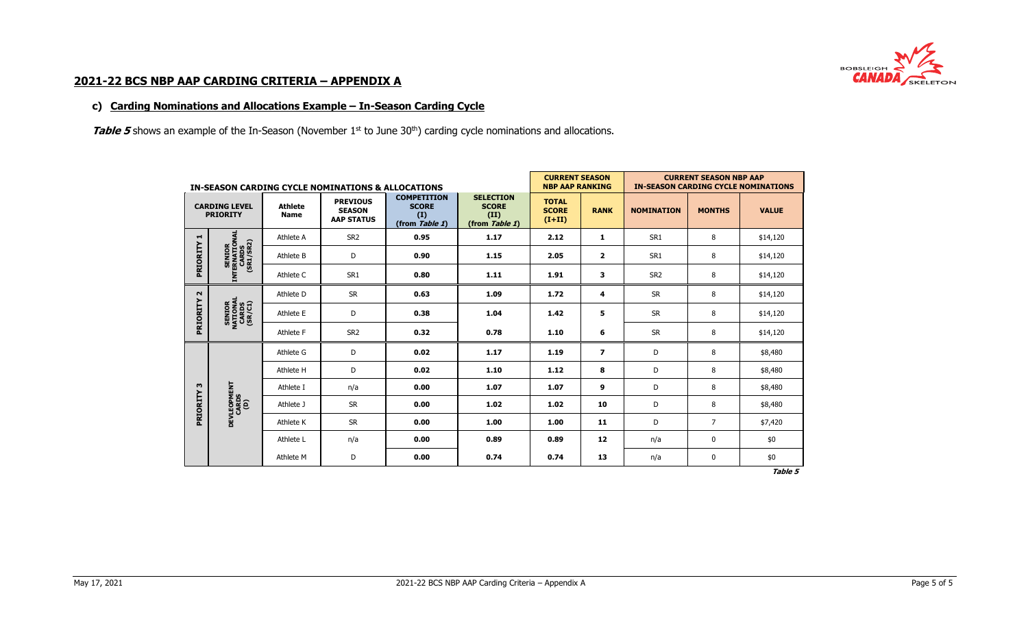## 2021-22 BCS NBP AAP CARDING CRITERIA – APPENDIX A

### c) Carding Nominations and Allocations Example – In-Season Carding Cycle

***Table 5*** shows an example of the In-Season (November 1st to June 30th) carding cycle nominations and allocations.

| IN-SEASON CARDING CYCLE NOMINATIONS & ALLOCATIONS | | | | | | CURRENT SEASON NBP AAP RANKING | | CURRENT SEASON NBP AAP IN-SEASON CARDING CYCLE NOMINATIONS | | |
|---|---|---|---|---|---|---|---|---|---|---|
| CARDING LEVEL PRIORITY | | Athlete Name | PREVIOUS SEASON AAP STATUS | COMPETITION SCORE (I) (from *Table 1*) | SELECTION SCORE (II) (from *Table 1*) | TOTAL SCORE (I+II) | RANK | NOMINATION | MONTHS | VALUE |
| PRIORITY 1 | SENIOR INTERNATIONAL CARDS (SR1/SR2) | Athlete A | SR2 | 0.95 | 1.17 | 2.12 | 1 | SR1 | 8 | $14,120 |
| | | Athlete B | D | 0.90 | 1.15 | 2.05 | 2 | SR1 | 8 | $14,120 |
| | | Athlete C | SR1 | 0.80 | 1.11 | 1.91 | 3 | SR2 | 8 | $14,120 |
| PRIORITY 2 | SENIOR NATIONAL CARDS (SR/C1) | Athlete D | SR | 0.63 | 1.09 | 1.72 | 4 | SR | 8 | $14,120 |
| | | Athlete E | D | 0.38 | 1.04 | 1.42 | 5 | SR | 8 | $14,120 |
| | | Athlete F | SR2 | 0.32 | 0.78 | 1.10 | 6 | SR | 8 | $14,120 |
| PRIORITY 3 | DEVLEOPMENT CARDS (D) | Athlete G | D | 0.02 | 1.17 | 1.19 | 7 | D | 8 | $8,480 |
| | | Athlete H | D | 0.02 | 1.10 | 1.12 | 8 | D | 8 | $8,480 |
| | | Athlete I | n/a | 0.00 | 1.07 | 1.07 | 9 | D | 8 | $8,480 |
| | | Athlete J | SR | 0.00 | 1.02 | 1.02 | 10 | D | 8 | $8,480 |
| | | Athlete K | SR | 0.00 | 1.00 | 1.00 | 11 | D | 7 | $7,420 |
| | | Athlete L | n/a | 0.00 | 0.89 | 0.89 | 12 | n/a | 0 | $0 |
| | | Athlete M | D | 0.00 | 0.74 | 0.74 | 13 | n/a | 0 | $0 |

***Table 5***